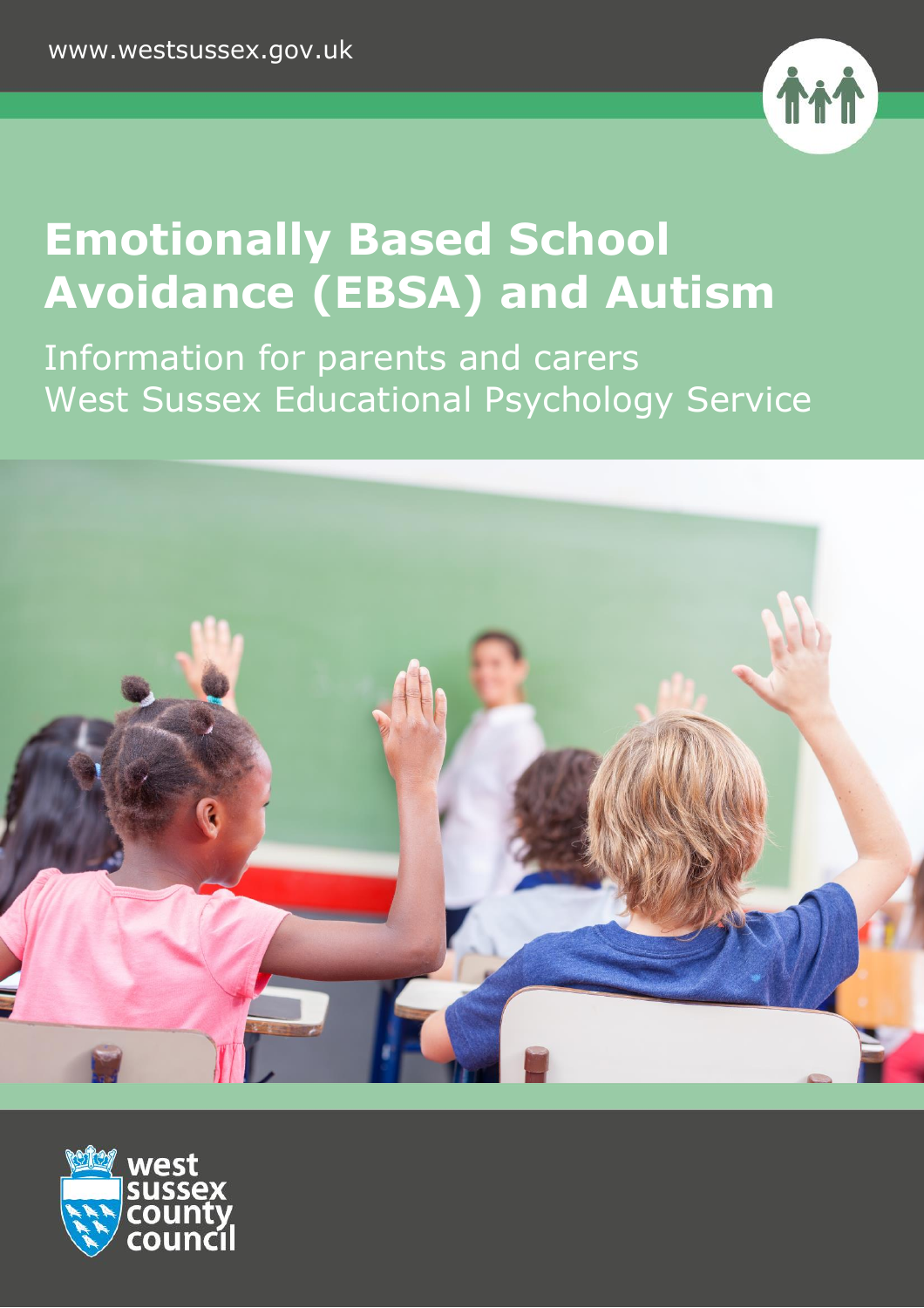www.westsussex.gov.uk

# Emotionally Based School Avoidance (EBSA) and Autism

Information for parents and carers
West Sussex Educational Psychology Service

west sussex county council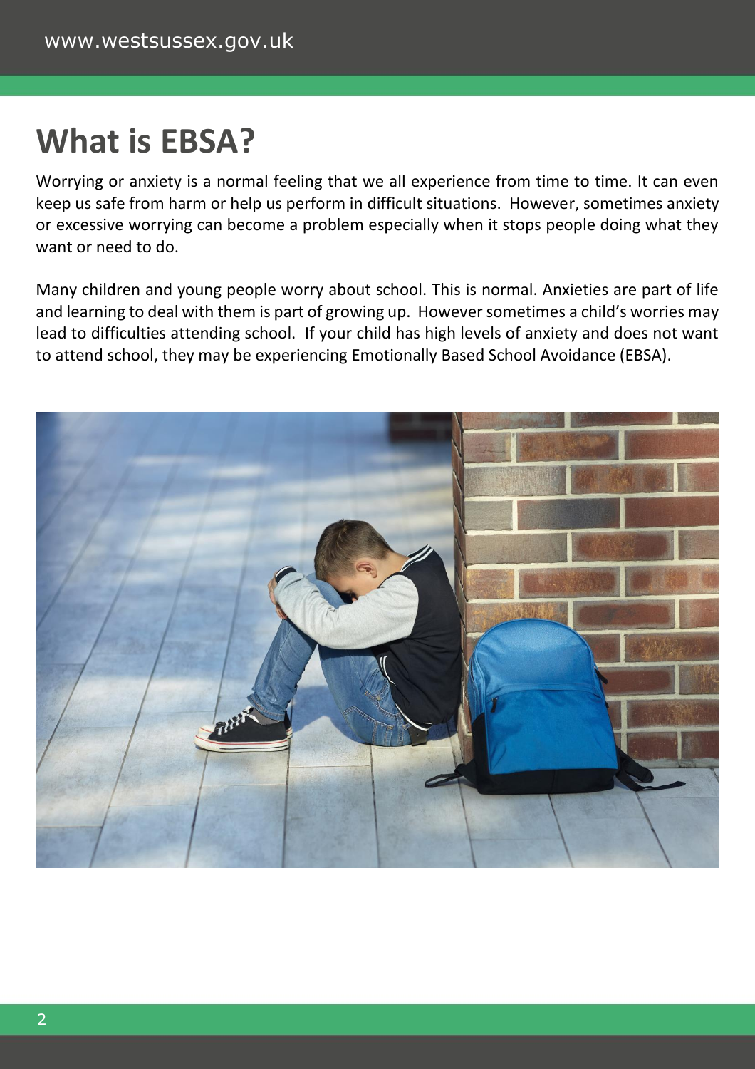# What is EBSA?

Worrying or anxiety is a normal feeling that we all experience from time to time. It can even keep us safe from harm or help us perform in difficult situations. However, sometimes anxiety or excessive worrying can become a problem especially when it stops people doing what they want or need to do.

Many children and young people worry about school. This is normal. Anxieties are part of life and learning to deal with them is part of growing up. However sometimes a child's worries may lead to difficulties attending school. If your child has high levels of anxiety and does not want to attend school, they may be experiencing Emotionally Based School Avoidance (EBSA).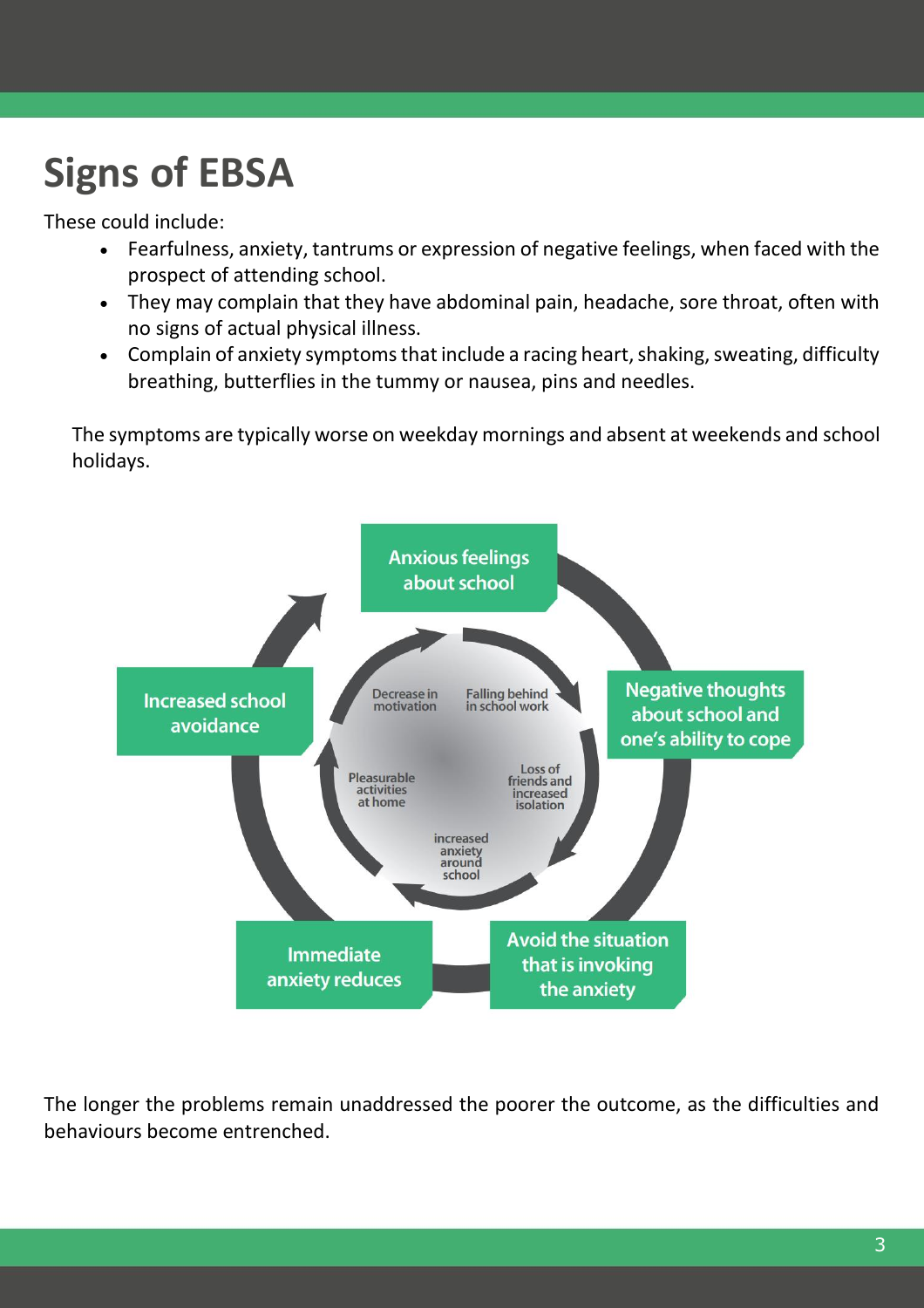# Signs of EBSA

These could include:

- Fearfulness, anxiety, tantrums or expression of negative feelings, when faced with the prospect of attending school.
- They may complain that they have abdominal pain, headache, sore throat, often with no signs of actual physical illness.
- Complain of anxiety symptoms that include a racing heart, shaking, sweating, difficulty breathing, butterflies in the tummy or nausea, pins and needles.

The symptoms are typically worse on weekday mornings and absent at weekends and school holidays.

Anxious feelings about school

Negative thoughts about school and one's ability to cope

Avoid the situation that is invoking the anxiety

Immediate anxiety reduces

Increased school avoidance

Decrease in motivation

Falling behind in school work

Loss of friends and increased isolation

increased anxiety around school

Pleasurable activities at home

The longer the problems remain unaddressed the poorer the outcome, as the difficulties and behaviours become entrenched.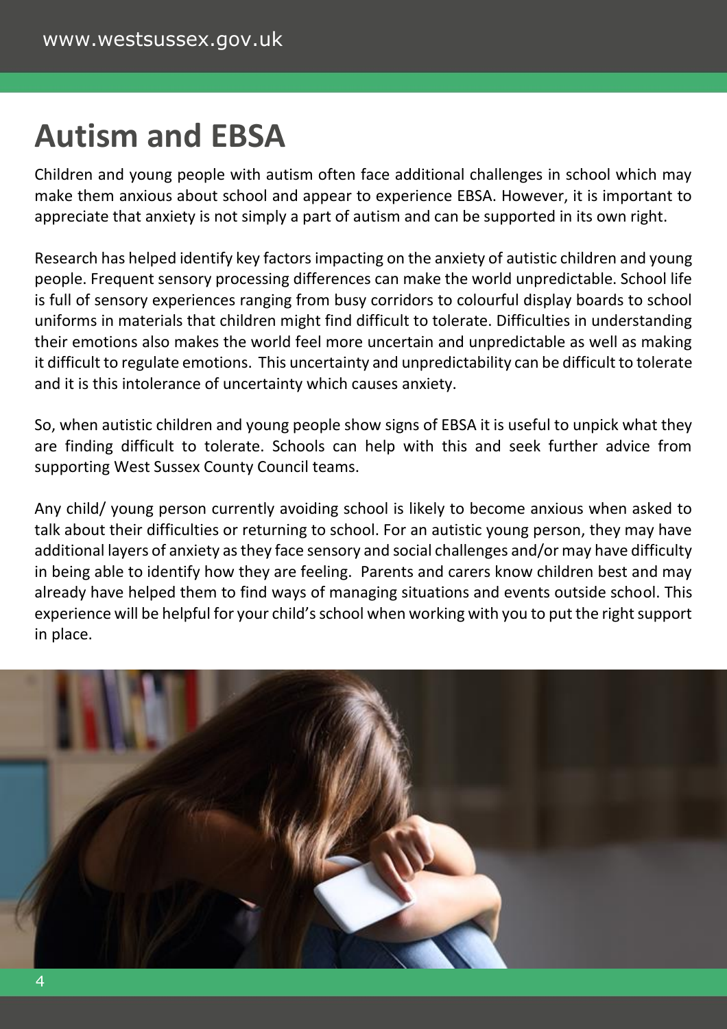# Autism and EBSA

Children and young people with autism often face additional challenges in school which may make them anxious about school and appear to experience EBSA. However, it is important to appreciate that anxiety is not simply a part of autism and can be supported in its own right.

Research has helped identify key factors impacting on the anxiety of autistic children and young people. Frequent sensory processing differences can make the world unpredictable. School life is full of sensory experiences ranging from busy corridors to colourful display boards to school uniforms in materials that children might find difficult to tolerate. Difficulties in understanding their emotions also makes the world feel more uncertain and unpredictable as well as making it difficult to regulate emotions. This uncertainty and unpredictability can be difficult to tolerate and it is this intolerance of uncertainty which causes anxiety.

So, when autistic children and young people show signs of EBSA it is useful to unpick what they are finding difficult to tolerate. Schools can help with this and seek further advice from supporting West Sussex County Council teams.

Any child/ young person currently avoiding school is likely to become anxious when asked to talk about their difficulties or returning to school. For an autistic young person, they may have additional layers of anxiety as they face sensory and social challenges and/or may have difficulty in being able to identify how they are feeling. Parents and carers know children best and may already have helped them to find ways of managing situations and events outside school. This experience will be helpful for your child's school when working with you to put the right support in place.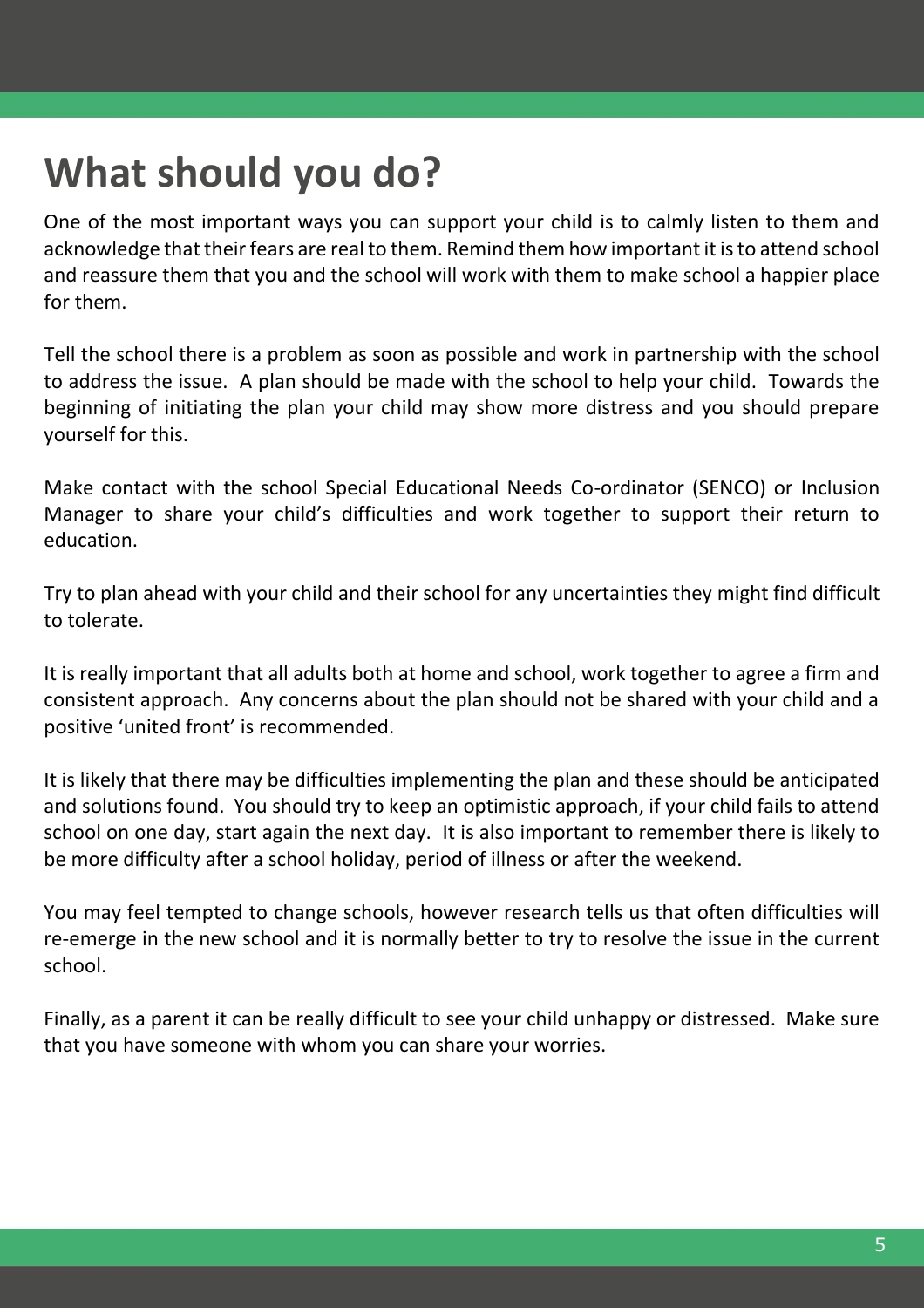# What should you do?

One of the most important ways you can support your child is to calmly listen to them and acknowledge that their fears are real to them. Remind them how important it is to attend school and reassure them that you and the school will work with them to make school a happier place for them.

Tell the school there is a problem as soon as possible and work in partnership with the school to address the issue. A plan should be made with the school to help your child. Towards the beginning of initiating the plan your child may show more distress and you should prepare yourself for this.

Make contact with the school Special Educational Needs Co-ordinator (SENCO) or Inclusion Manager to share your child's difficulties and work together to support their return to education.

Try to plan ahead with your child and their school for any uncertainties they might find difficult to tolerate.

It is really important that all adults both at home and school, work together to agree a firm and consistent approach. Any concerns about the plan should not be shared with your child and a positive 'united front' is recommended.

It is likely that there may be difficulties implementing the plan and these should be anticipated and solutions found. You should try to keep an optimistic approach, if your child fails to attend school on one day, start again the next day. It is also important to remember there is likely to be more difficulty after a school holiday, period of illness or after the weekend.

You may feel tempted to change schools, however research tells us that often difficulties will re-emerge in the new school and it is normally better to try to resolve the issue in the current school.

Finally, as a parent it can be really difficult to see your child unhappy or distressed. Make sure that you have someone with whom you can share your worries.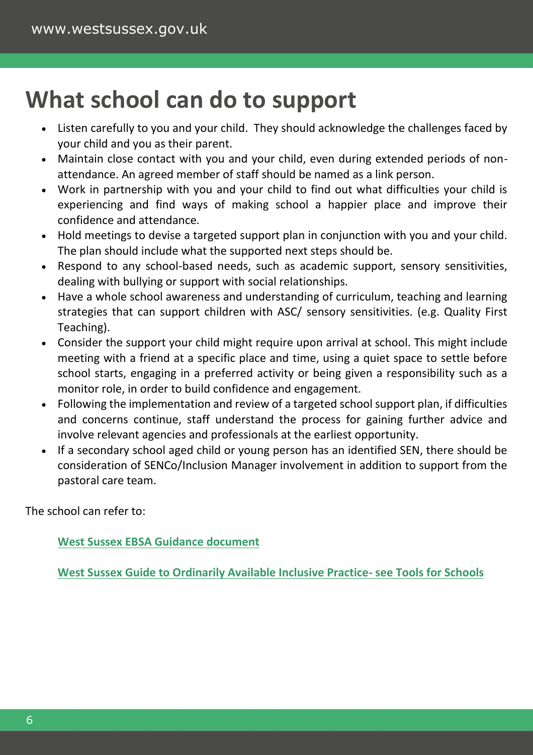# What school can do to support

- Listen carefully to you and your child. They should acknowledge the challenges faced by your child and you as their parent.
- Maintain close contact with you and your child, even during extended periods of non-attendance. An agreed member of staff should be named as a link person.
- Work in partnership with you and your child to find out what difficulties your child is experiencing and find ways of making school a happier place and improve their confidence and attendance.
- Hold meetings to devise a targeted support plan in conjunction with you and your child. The plan should include what the supported next steps should be.
- Respond to any school-based needs, such as academic support, sensory sensitivities, dealing with bullying or support with social relationships.
- Have a whole school awareness and understanding of curriculum, teaching and learning strategies that can support children with ASC/ sensory sensitivities. (e.g. Quality First Teaching).
- Consider the support your child might require upon arrival at school. This might include meeting with a friend at a specific place and time, using a quiet space to settle before school starts, engaging in a preferred activity or being given a responsibility such as a monitor role, in order to build confidence and engagement.
- Following the implementation and review of a targeted school support plan, if difficulties and concerns continue, staff understand the process for gaining further advice and involve relevant agencies and professionals at the earliest opportunity.
- If a secondary school aged child or young person has an identified SEN, there should be consideration of SENCo/Inclusion Manager involvement in addition to support from the pastoral care team.

The school can refer to:

**West Sussex EBSA Guidance document**

**West Sussex Guide to Ordinarily Available Inclusive Practice- see Tools for Schools**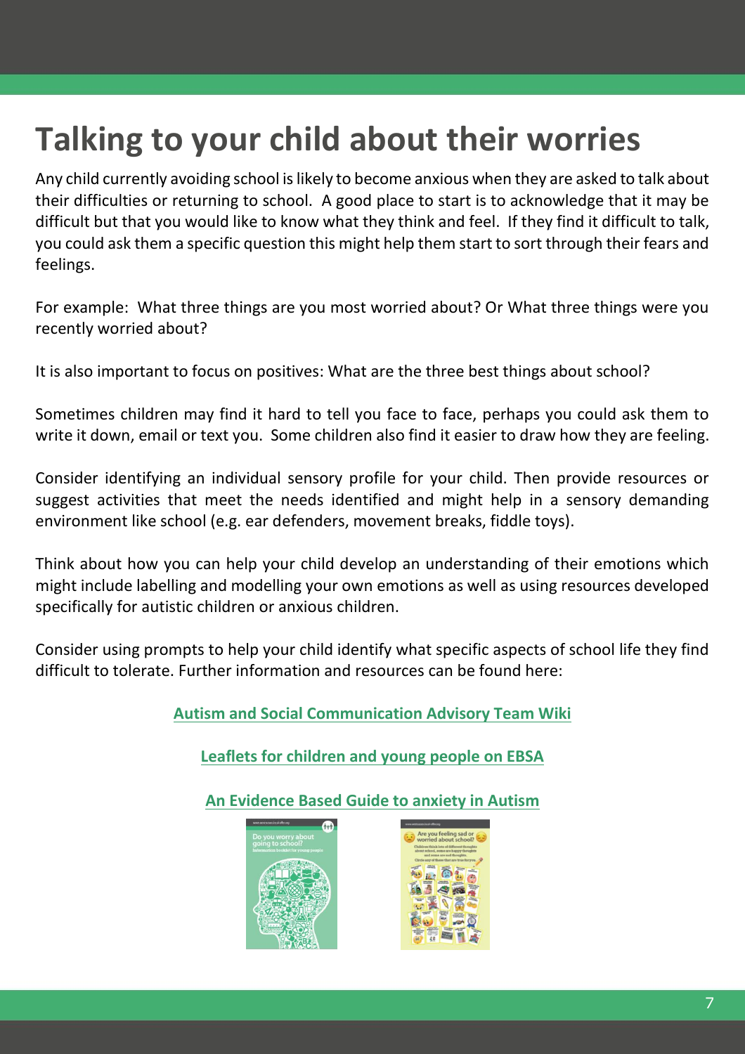# Talking to your child about their worries

Any child currently avoiding school is likely to become anxious when they are asked to talk about their difficulties or returning to school. A good place to start is to acknowledge that it may be difficult but that you would like to know what they think and feel. If they find it difficult to talk, you could ask them a specific question this might help them start to sort through their fears and feelings.

For example: What three things are you most worried about? Or What three things were you recently worried about?

It is also important to focus on positives: What are the three best things about school?

Sometimes children may find it hard to tell you face to face, perhaps you could ask them to write it down, email or text you. Some children also find it easier to draw how they are feeling.

Consider identifying an individual sensory profile for your child. Then provide resources or suggest activities that meet the needs identified and might help in a sensory demanding environment like school (e.g. ear defenders, movement breaks, fiddle toys).

Think about how you can help your child develop an understanding of their emotions which might include labelling and modelling your own emotions as well as using resources developed specifically for autistic children or anxious children.

Consider using prompts to help your child identify what specific aspects of school life they find difficult to tolerate. Further information and resources can be found here:

**Autism and Social Communication Advisory Team Wiki**

**Leaflets for children and young people on EBSA**

**An Evidence Based Guide to anxiety in Autism**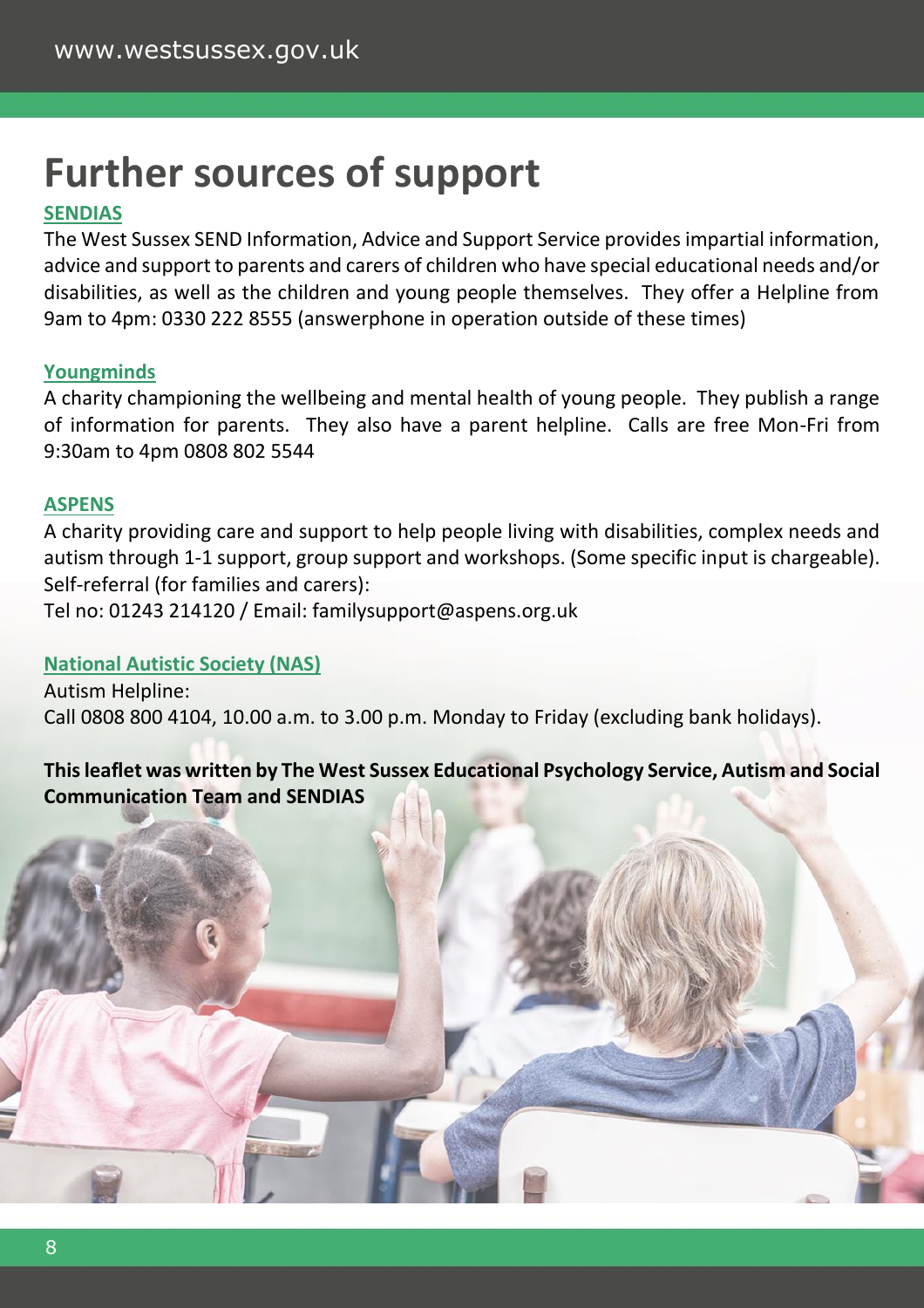# Further sources of support

**SENDIAS**

The West Sussex SEND Information, Advice and Support Service provides impartial information, advice and support to parents and carers of children who have special educational needs and/or disabilities, as well as the children and young people themselves. They offer a Helpline from 9am to 4pm: 0330 222 8555 (answerphone in operation outside of these times)

**Youngminds**

A charity championing the wellbeing and mental health of young people. They publish a range of information for parents. They also have a parent helpline. Calls are free Mon-Fri from 9:30am to 4pm 0808 802 5544

**ASPENS**

A charity providing care and support to help people living with disabilities, complex needs and autism through 1-1 support, group support and workshops. (Some specific input is chargeable). Self-referral (for families and carers):
Tel no: 01243 214120 / Email: familysupport@aspens.org.uk

**National Autistic Society (NAS)**

Autism Helpline:
Call 0808 800 4104, 10.00 a.m. to 3.00 p.m. Monday to Friday (excluding bank holidays).

**This leaflet was written by The West Sussex Educational Psychology Service, Autism and Social Communication Team and SENDIAS**